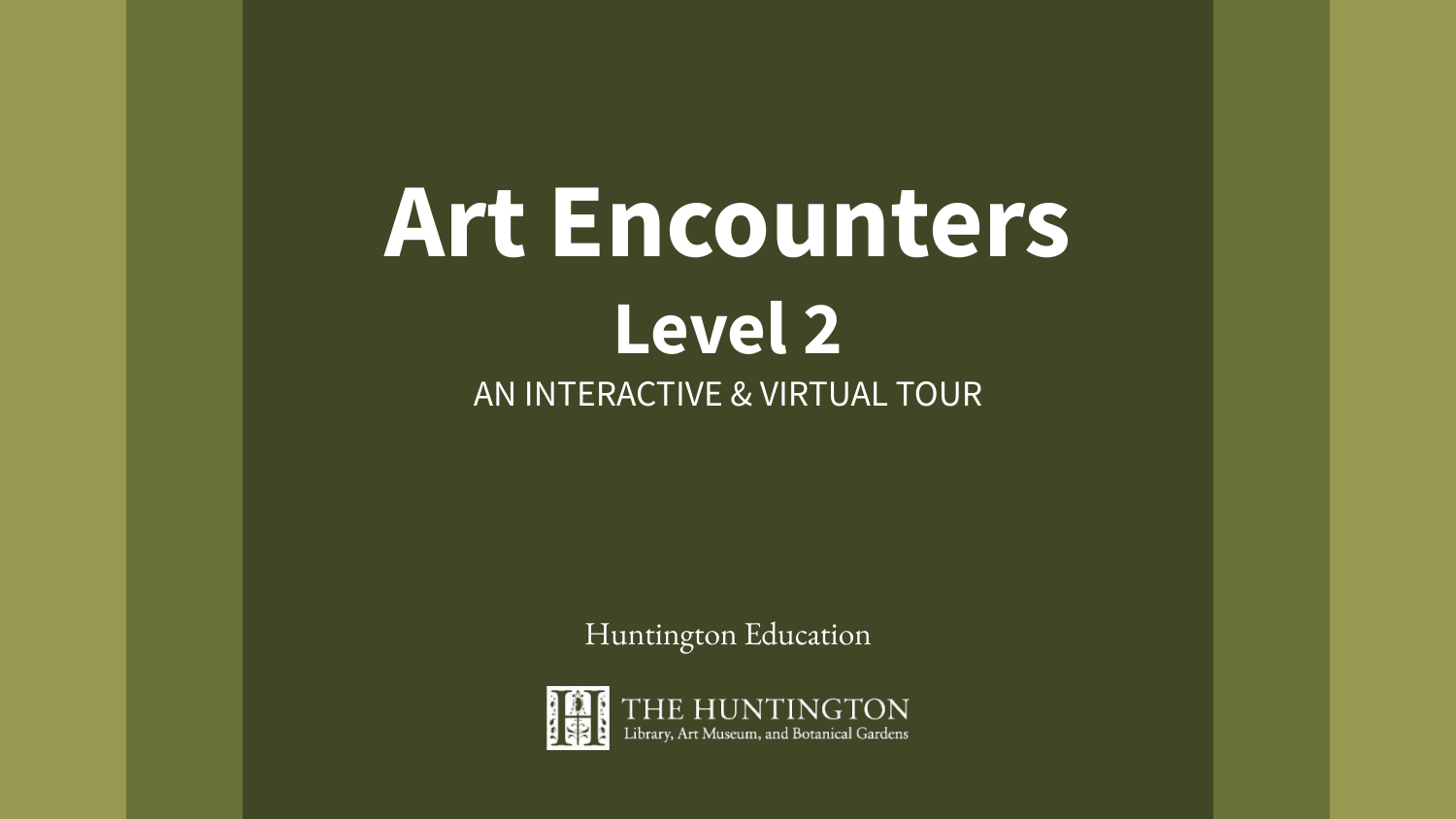# Art Encounters

## Level 2

AN INTERACTIVE & VIRTUAL TOUR

Huntington Education

THE HUNTINGTON
Library, Art Museum, and Botanical Gardens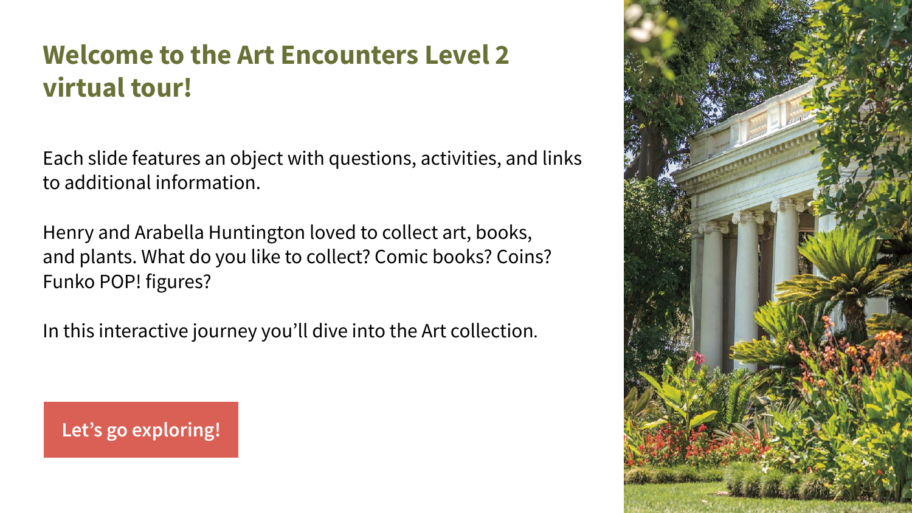# Welcome to the Art Encounters Level 2 virtual tour!

Each slide features an object with questions, activities, and links to additional information.

Henry and Arabella Huntington loved to collect art, books, and plants. What do you like to collect? Comic books? Coins? Funko POP! figures?

In this interactive journey you'll dive into the Art collection.

Let's go exploring!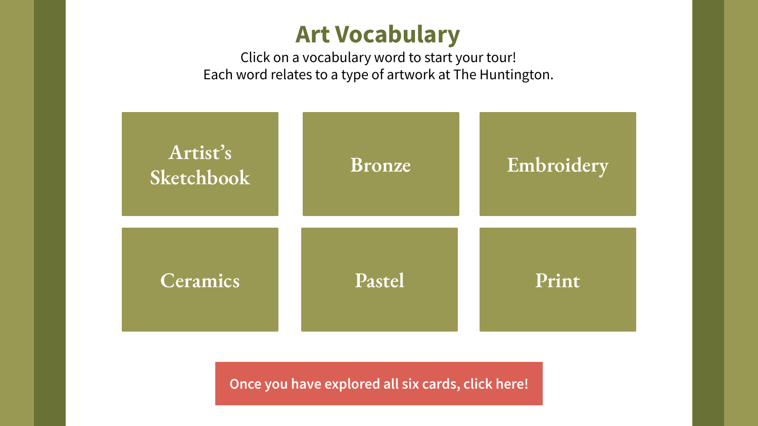# Art Vocabulary

Click on a vocabulary word to start your tour!
Each word relates to a type of artwork at The Huntington.

- Artist's Sketchbook
- Bronze
- Embroidery
- Ceramics
- Pastel
- Print

Once you have explored all six cards, click here!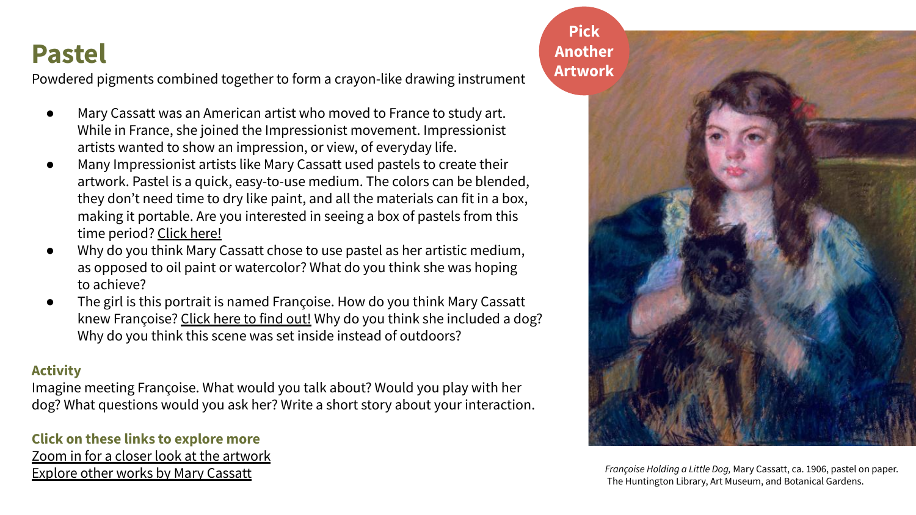# Pastel

Powdered pigments combined together to form a crayon-like drawing instrument

- Mary Cassatt was an American artist who moved to France to study art. While in France, she joined the Impressionist movement. Impressionist artists wanted to show an impression, or view, of everyday life.
- Many Impressionist artists like Mary Cassatt used pastels to create their artwork. Pastel is a quick, easy-to-use medium. The colors can be blended, they don't need time to dry like paint, and all the materials can fit in a box, making it portable. Are you interested in seeing a box of pastels from this time period? Click here!
- Why do you think Mary Cassatt chose to use pastel as her artistic medium, as opposed to oil paint or watercolor? What do you think she was hoping to achieve?
- The girl is this portrait is named Françoise. How do you think Mary Cassatt knew Françoise? Click here to find out! Why do you think she included a dog? Why do you think this scene was set inside instead of outdoors?

**Activity**

Imagine meeting Françoise. What would you talk about? Would you play with her dog? What questions would you ask her? Write a short story about your interaction.

**Click on these links to explore more**

Zoom in for a closer look at the artwork

Explore other works by Mary Cassatt

Pick Another Artwork

*Françoise Holding a Little Dog,* Mary Cassatt, ca. 1906, pastel on paper. The Huntington Library, Art Museum, and Botanical Gardens.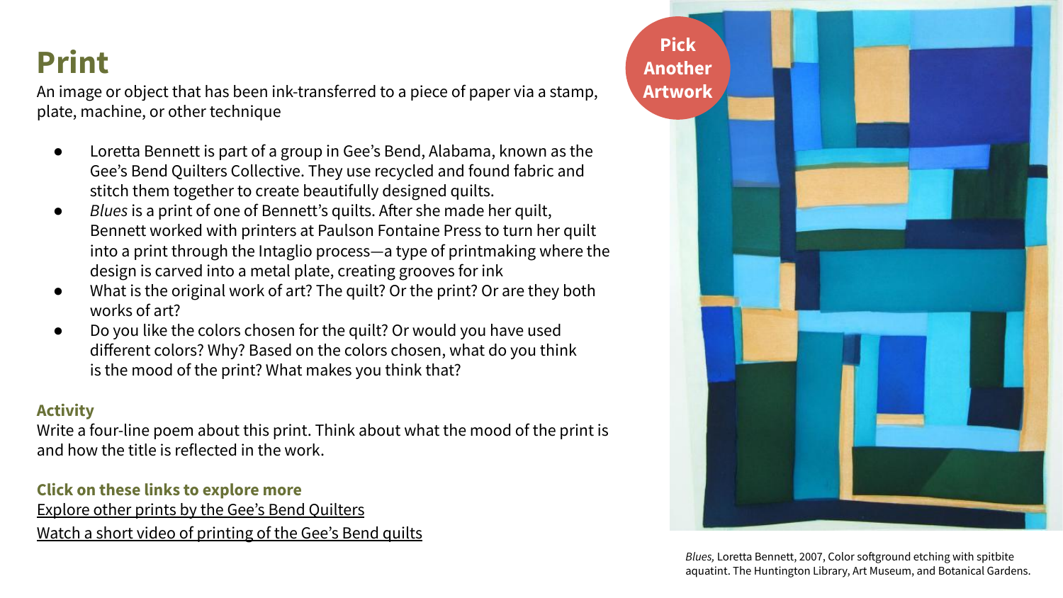# Print

An image or object that has been ink-transferred to a piece of paper via a stamp, plate, machine, or other technique

- Loretta Bennett is part of a group in Gee's Bend, Alabama, known as the Gee's Bend Quilters Collective. They use recycled and found fabric and stitch them together to create beautifully designed quilts.
- *Blues* is a print of one of Bennett's quilts. After she made her quilt, Bennett worked with printers at Paulson Fontaine Press to turn her quilt into a print through the Intaglio process—a type of printmaking where the design is carved into a metal plate, creating grooves for ink
- What is the original work of art? The quilt? Or the print? Or are they both works of art?
- Do you like the colors chosen for the quilt? Or would you have used different colors? Why? Based on the colors chosen, what do you think is the mood of the print? What makes you think that?

**Activity**

Write a four-line poem about this print. Think about what the mood of the print is and how the title is reflected in the work.

**Click on these links to explore more**

Explore other prints by the Gee's Bend Quilters

Watch a short video of printing of the Gee's Bend quilts

**Pick Another Artwork**

*Blues,* Loretta Bennett, 2007, Color softground etching with spitbite aquatint. The Huntington Library, Art Museum, and Botanical Gardens.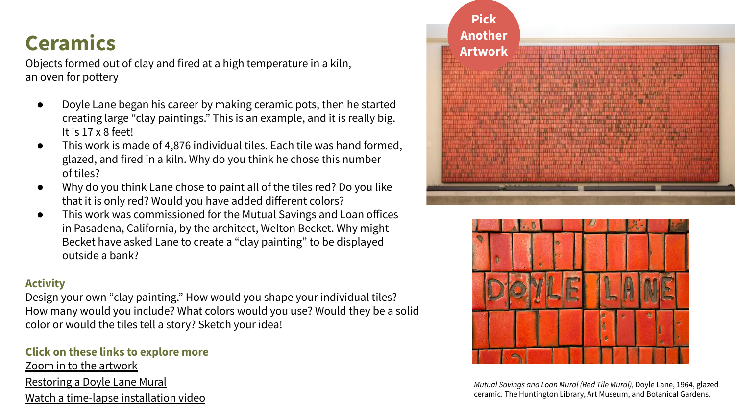# Ceramics

Objects formed out of clay and fired at a high temperature in a kiln, an oven for pottery

- Doyle Lane began his career by making ceramic pots, then he started creating large "clay paintings." This is an example, and it is really big. It is 17 x 8 feet!
- This work is made of 4,876 individual tiles. Each tile was hand formed, glazed, and fired in a kiln. Why do you think he chose this number of tiles?
- Why do you think Lane chose to paint all of the tiles red? Do you like that it is only red? Would you have added different colors?
- This work was commissioned for the Mutual Savings and Loan offices in Pasadena, California, by the architect, Welton Becket. Why might Becket have asked Lane to create a "clay painting" to be displayed outside a bank?

**Activity**

Design your own "clay painting." How would you shape your individual tiles? How many would you include? What colors would you use? Would they be a solid color or would the tiles tell a story? Sketch your idea!

**Click on these links to explore more**

Zoom in to the artwork

Restoring a Doyle Lane Mural

Watch a time-lapse installation video

Pick Another Artwork

*Mutual Savings and Loan Mural (Red Tile Mural),* Doyle Lane, 1964, glazed ceramic. The Huntington Library, Art Museum, and Botanical Gardens.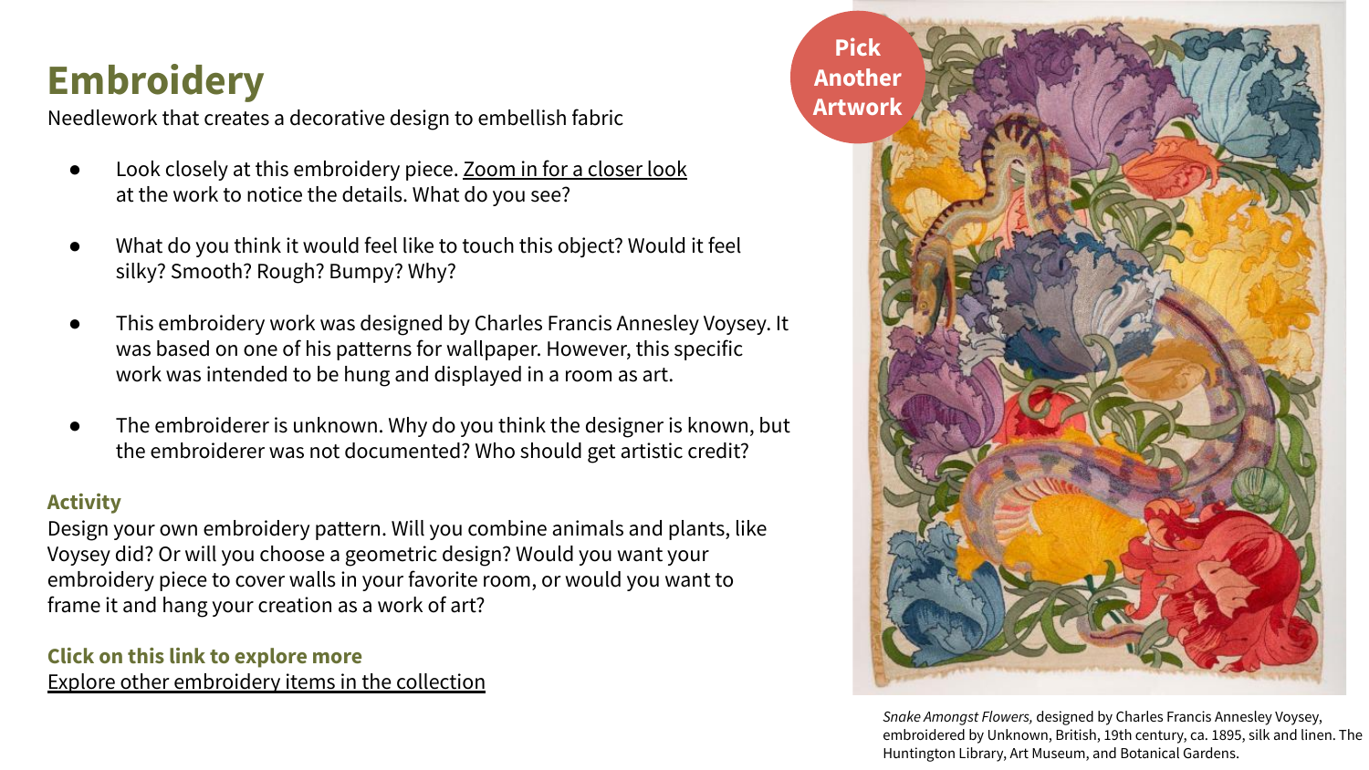# Embroidery

Needlework that creates a decorative design to embellish fabric

- Look closely at this embroidery piece. Zoom in for a closer look at the work to notice the details. What do you see?
- What do you think it would feel like to touch this object? Would it feel silky? Smooth? Rough? Bumpy? Why?
- This embroidery work was designed by Charles Francis Annesley Voysey. It was based on one of his patterns for wallpaper. However, this specific work was intended to be hung and displayed in a room as art.
- The embroiderer is unknown. Why do you think the designer is known, but the embroiderer was not documented? Who should get artistic credit?

### Activity

Design your own embroidery pattern. Will you combine animals and plants, like Voysey did? Or will you choose a geometric design? Would you want your embroidery piece to cover walls in your favorite room, or would you want to frame it and hang your creation as a work of art?

### Click on this link to explore more

Explore other embroidery items in the collection

Pick Another Artwork

*Snake Amongst Flowers,* designed by Charles Francis Annesley Voysey, embroidered by Unknown, British, 19th century, ca. 1895, silk and linen. The Huntington Library, Art Museum, and Botanical Gardens.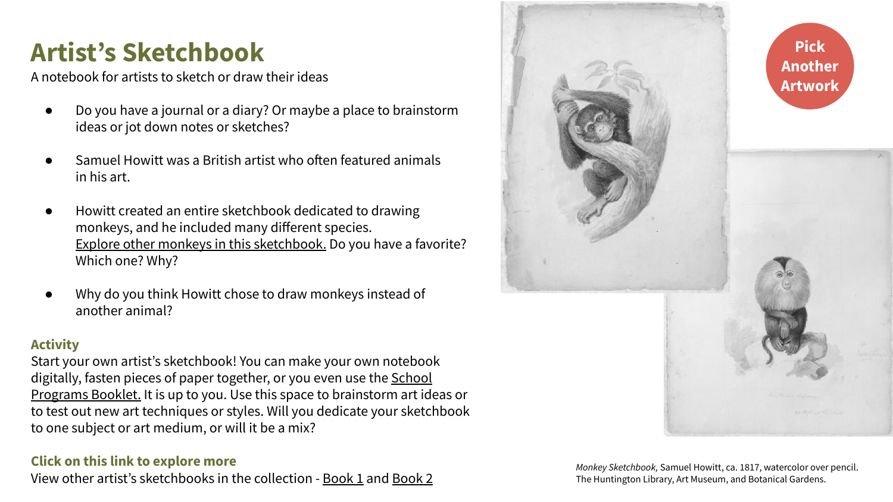# Artist's Sketchbook

A notebook for artists to sketch or draw their ideas

- Do you have a journal or a diary? Or maybe a place to brainstorm ideas or jot down notes or sketches?
- Samuel Howitt was a British artist who often featured animals in his art.
- Howitt created an entire sketchbook dedicated to drawing monkeys, and he included many different species. Explore other monkeys in this sketchbook. Do you have a favorite? Which one? Why?
- Why do you think Howitt chose to draw monkeys instead of another animal?

Pick Another Artwork

### Activity

Start your own artist's sketchbook! You can make your own notebook digitally, fasten pieces of paper together, or you even use the School Programs Booklet. It is up to you. Use this space to brainstorm art ideas or to test out new art techniques or styles. Will you dedicate your sketchbook to one subject or art medium, or will it be a mix?

### Click on this link to explore more

View other artist's sketchbooks in the collection - Book 1 and Book 2

*Monkey Sketchbook,* Samuel Howitt, ca. 1817, watercolor over pencil. The Huntington Library, Art Museum, and Botanical Gardens.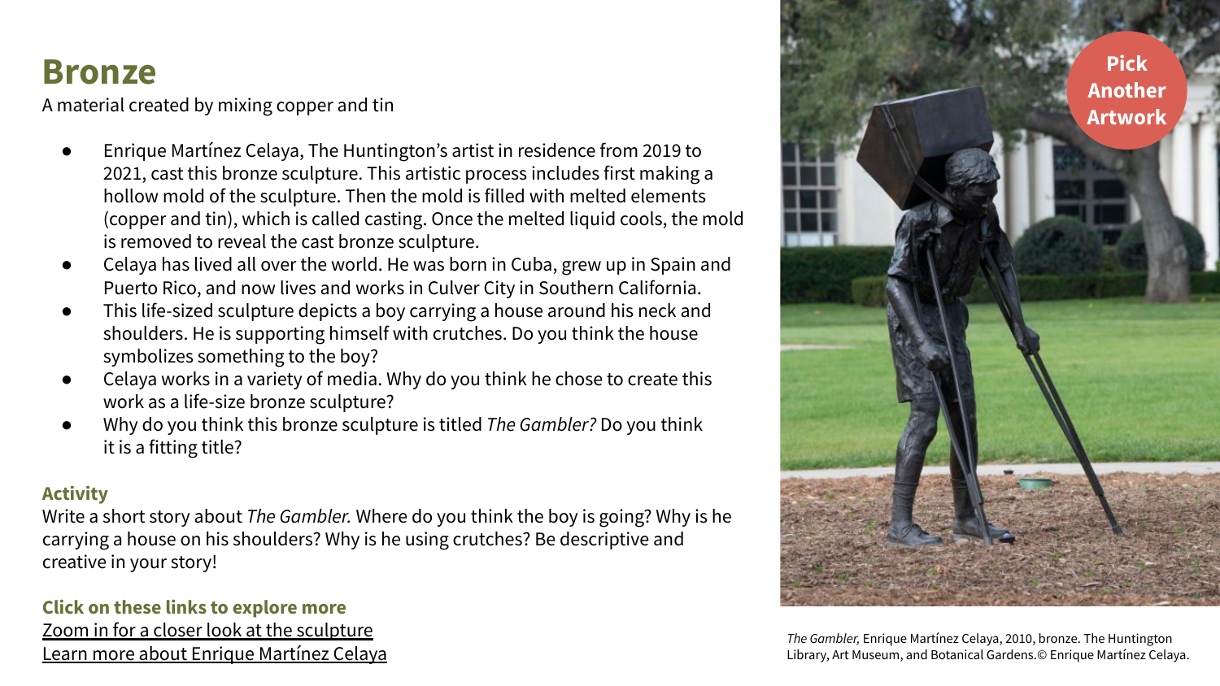# Bronze

A material created by mixing copper and tin

- Enrique Martínez Celaya, The Huntington's artist in residence from 2019 to 2021, cast this bronze sculpture. This artistic process includes first making a hollow mold of the sculpture. Then the mold is filled with melted elements (copper and tin), which is called casting. Once the melted liquid cools, the mold is removed to reveal the cast bronze sculpture.
- Celaya has lived all over the world. He was born in Cuba, grew up in Spain and Puerto Rico, and now lives and works in Culver City in Southern California.
- This life-sized sculpture depicts a boy carrying a house around his neck and shoulders. He is supporting himself with crutches. Do you think the house symbolizes something to the boy?
- Celaya works in a variety of media. Why do you think he chose to create this work as a life-size bronze sculpture?
- Why do you think this bronze sculpture is titled *The Gambler?* Do you think it is a fitting title?

### Activity

Write a short story about *The Gambler.* Where do you think the boy is going? Why is he carrying a house on his shoulders? Why is he using crutches? Be descriptive and creative in your story!

### Click on these links to explore more

Zoom in for a closer look at the sculpture

Learn more about Enrique Martínez Celaya

Pick Another Artwork

*The Gambler,* Enrique Martínez Celaya, 2010, bronze. The Huntington Library, Art Museum, and Botanical Gardens.© Enrique Martínez Celaya.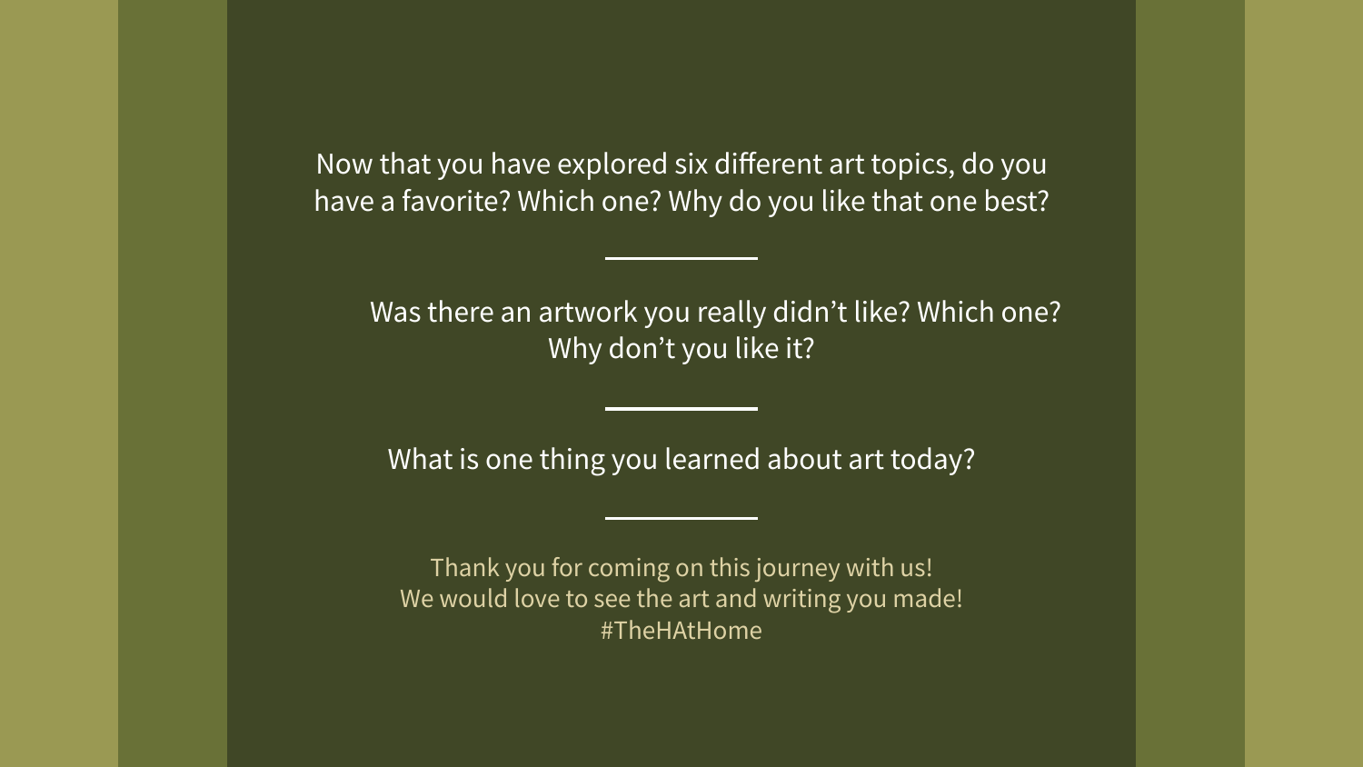Now that you have explored six different art topics, do you have a favorite? Which one? Why do you like that one best?

---

Was there an artwork you really didn't like? Which one? Why don't you like it?

---

What is one thing you learned about art today?

---

Thank you for coming on this journey with us!
We would love to see the art and writing you made!
#TheHAtHome